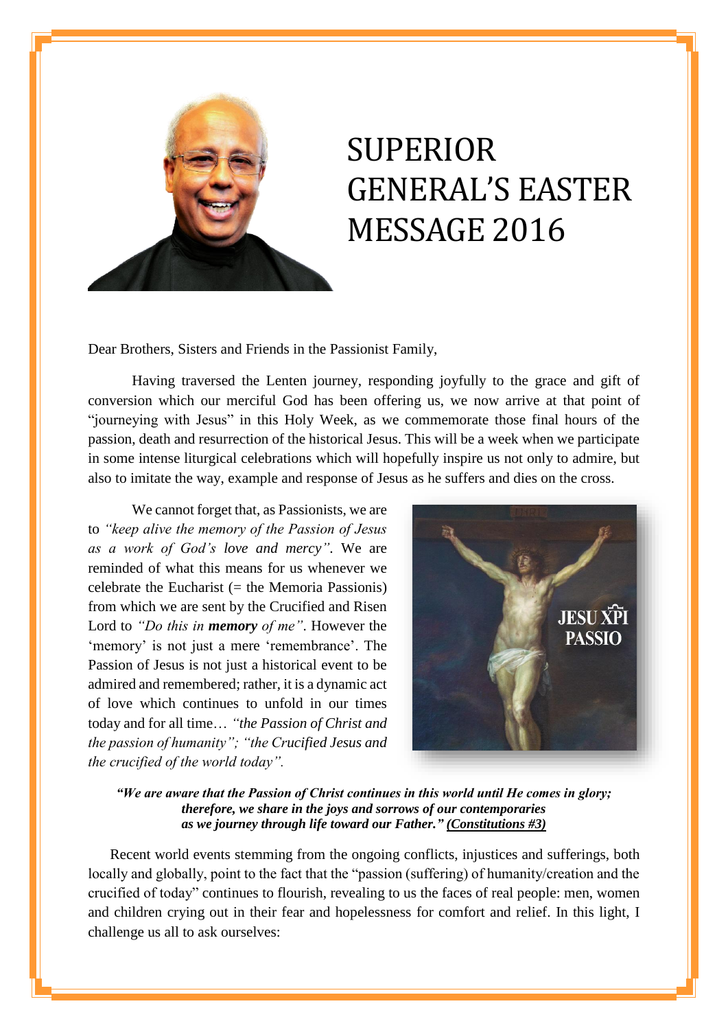# SUPERIOR GENERAL'S EASTER MESSAGE 2016

Dear Brothers, Sisters and Friends in the Passionist Family,

Having traversed the Lenten journey, responding joyfully to the grace and gift of conversion which our merciful God has been offering us, we now arrive at that point of "journeying with Jesus" in this Holy Week, as we commemorate those final hours of the passion, death and resurrection of the historical Jesus. This will be a week when we participate in some intense liturgical celebrations which will hopefully inspire us not only to admire, but also to imitate the way, example and response of Jesus as he suffers and dies on the cross.

We cannot forget that, as Passionists, we are to *"keep alive the memory of the Passion of Jesus as a work of God's love and mercy"*. We are reminded of what this means for us whenever we celebrate the Eucharist (= the Memoria Passionis) from which we are sent by the Crucified and Risen Lord to *"Do this in **memory** of me"*. However the 'memory' is not just a mere 'remembrance'. The Passion of Jesus is not just a historical event to be admired and remembered; rather, it is a dynamic act of love which continues to unfold in our times today and for all time… *"the Passion of Christ and the passion of humanity"; "the Crucified Jesus and the crucified of the world today".*

***"We are aware that the Passion of Christ continues in this world until He comes in glory; therefore, we share in the joys and sorrows of our contemporaries as we journey through life toward our Father." (Constitutions #3)***

Recent world events stemming from the ongoing conflicts, injustices and sufferings, both locally and globally, point to the fact that the "passion (suffering) of humanity/creation and the crucified of today" continues to flourish, revealing to us the faces of real people: men, women and children crying out in their fear and hopelessness for comfort and relief. In this light, I challenge us all to ask ourselves: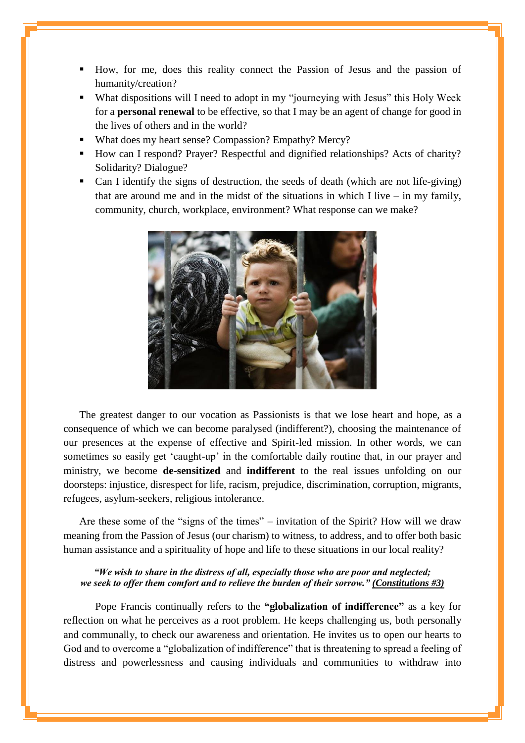- How, for me, does this reality connect the Passion of Jesus and the passion of humanity/creation?
- What dispositions will I need to adopt in my "journeying with Jesus" this Holy Week for a **personal renewal** to be effective, so that I may be an agent of change for good in the lives of others and in the world?
- What does my heart sense? Compassion? Empathy? Mercy?
- How can I respond? Prayer? Respectful and dignified relationships? Acts of charity? Solidarity? Dialogue?
- Can I identify the signs of destruction, the seeds of death (which are not life-giving) that are around me and in the midst of the situations in which I live – in my family, community, church, workplace, environment? What response can we make?

The greatest danger to our vocation as Passionists is that we lose heart and hope, as a consequence of which we can become paralysed (indifferent?), choosing the maintenance of our presences at the expense of effective and Spirit-led mission. In other words, we can sometimes so easily get 'caught-up' in the comfortable daily routine that, in our prayer and ministry, we become **de-sensitized** and **indifferent** to the real issues unfolding on our doorsteps: injustice, disrespect for life, racism, prejudice, discrimination, corruption, migrants, refugees, asylum-seekers, religious intolerance.

Are these some of the "signs of the times" – invitation of the Spirit? How will we draw meaning from the Passion of Jesus (our charism) to witness, to address, and to offer both basic human assistance and a spirituality of hope and life to these situations in our local reality?

***"We wish to share in the distress of all, especially those who are poor and neglected; we seek to offer them comfort and to relieve the burden of their sorrow." (Constitutions #3)***

Pope Francis continually refers to the **"globalization of indifference"** as a key for reflection on what he perceives as a root problem. He keeps challenging us, both personally and communally, to check our awareness and orientation. He invites us to open our hearts to God and to overcome a "globalization of indifference" that is threatening to spread a feeling of distress and powerlessness and causing individuals and communities to withdraw into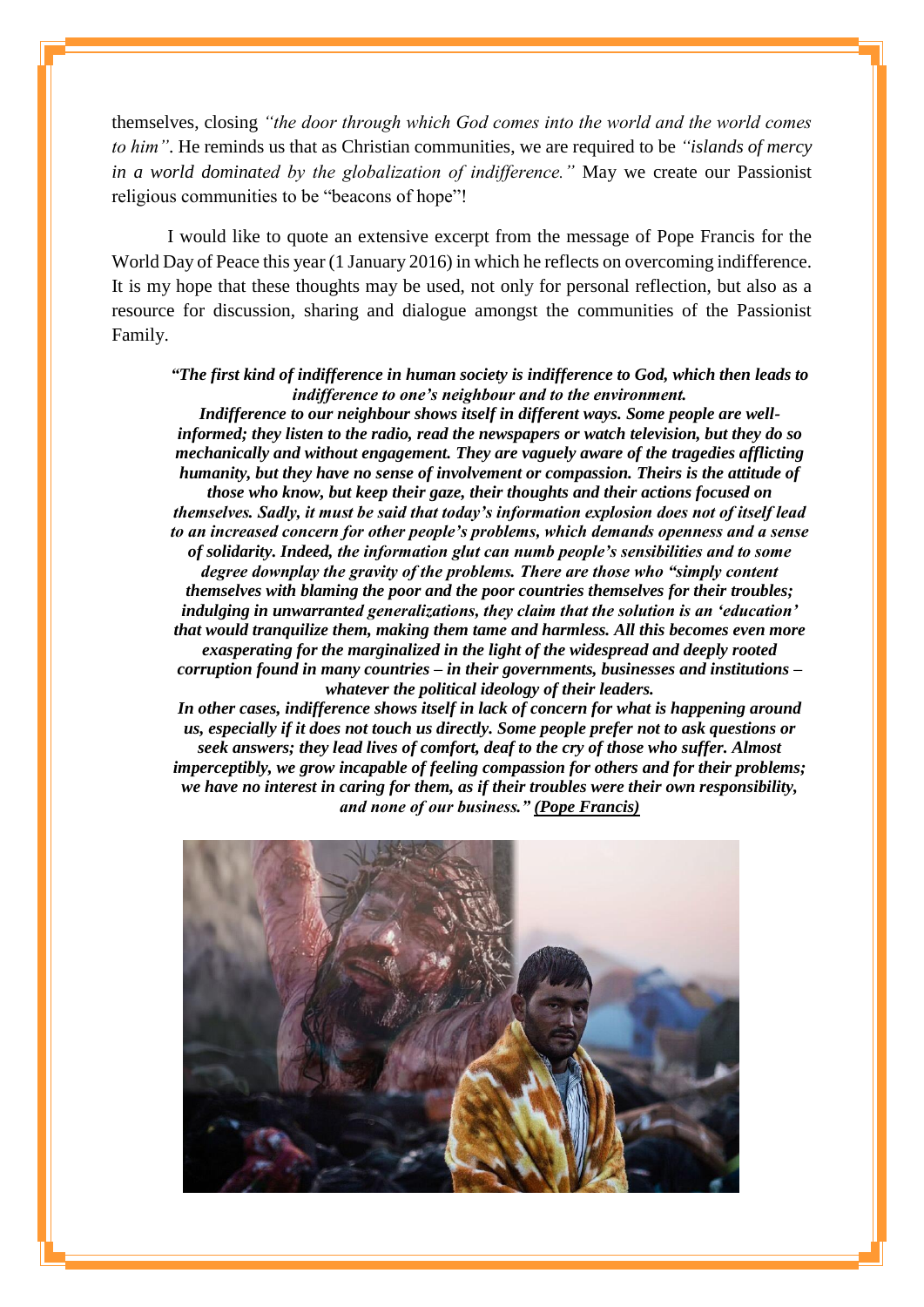themselves, closing *"the door through which God comes into the world and the world comes to him"*. He reminds us that as Christian communities, we are required to be *"islands of mercy in a world dominated by the globalization of indifference."* May we create our Passionist religious communities to be "beacons of hope"!

I would like to quote an extensive excerpt from the message of Pope Francis for the World Day of Peace this year (1 January 2016) in which he reflects on overcoming indifference. It is my hope that these thoughts may be used, not only for personal reflection, but also as a resource for discussion, sharing and dialogue amongst the communities of the Passionist Family.

> ***"The first kind of indifference in human society is indifference to God, which then leads to indifference to one's neighbour and to the environment.***
>
> ***Indifference to our neighbour shows itself in different ways. Some people are well-informed; they listen to the radio, read the newspapers or watch television, but they do so mechanically and without engagement. They are vaguely aware of the tragedies afflicting humanity, but they have no sense of involvement or compassion. Theirs is the attitude of those who know, but keep their gaze, their thoughts and their actions focused on themselves. Sadly, it must be said that today's information explosion does not of itself lead to an increased concern for other people's problems, which demands openness and a sense of solidarity. Indeed, the information glut can numb people's sensibilities and to some degree downplay the gravity of the problems. There are those who "simply content themselves with blaming the poor and the poor countries themselves for their troubles; indulging in unwarranted generalizations, they claim that the solution is an 'education' that would tranquilize them, making them tame and harmless. All this becomes even more exasperating for the marginalized in the light of the widespread and deeply rooted corruption found in many countries – in their governments, businesses and institutions – whatever the political ideology of their leaders.***
>
> ***In other cases, indifference shows itself in lack of concern for what is happening around us, especially if it does not touch us directly. Some people prefer not to ask questions or seek answers; they lead lives of comfort, deaf to the cry of those who suffer. Almost imperceptibly, we grow incapable of feeling compassion for others and for their problems; we have no interest in caring for them, as if their troubles were their own responsibility, and none of our business." (Pope Francis)***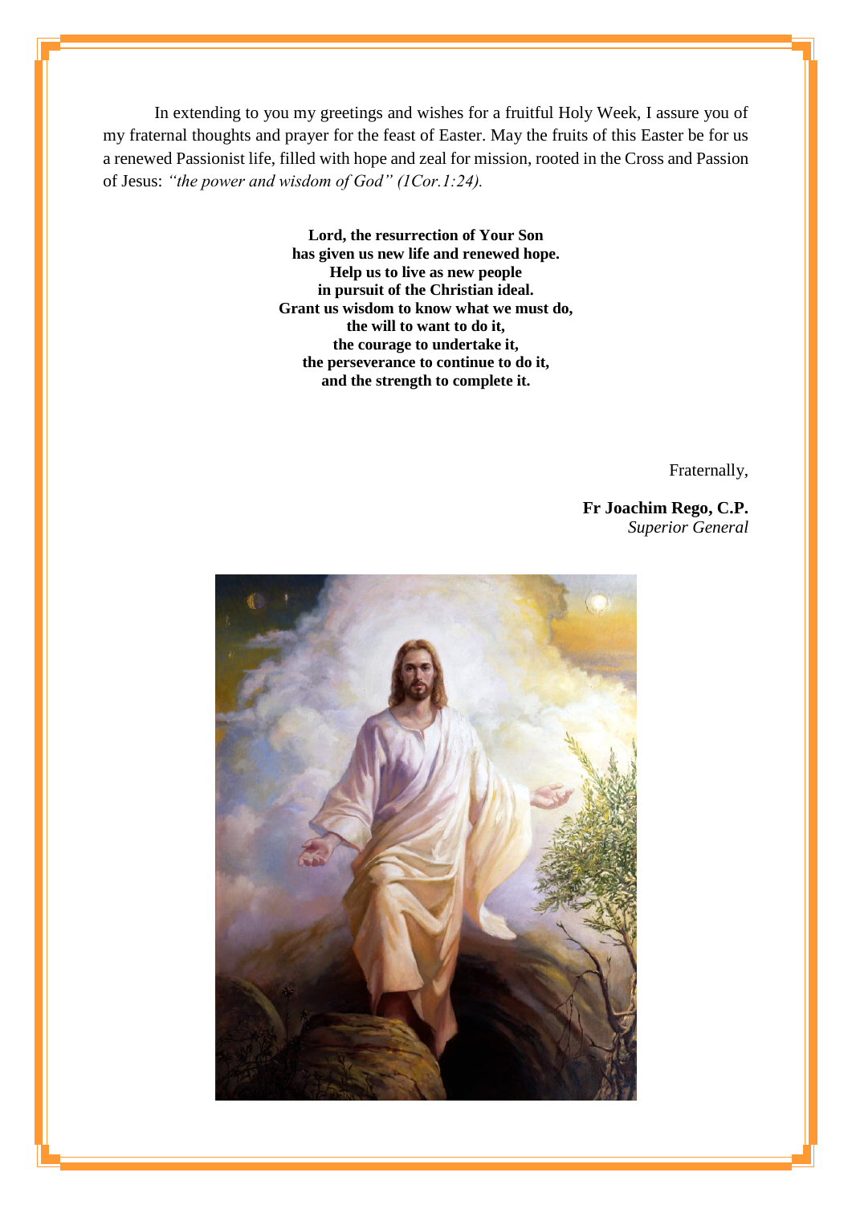In extending to you my greetings and wishes for a fruitful Holy Week, I assure you of my fraternal thoughts and prayer for the feast of Easter. May the fruits of this Easter be for us a renewed Passionist life, filled with hope and zeal for mission, rooted in the Cross and Passion of Jesus: *"the power and wisdom of God" (1Cor.1:24).*

**Lord, the resurrection of Your Son**
**has given us new life and renewed hope.**
**Help us to live as new people**
**in pursuit of the Christian ideal.**
**Grant us wisdom to know what we must do,**
**the will to want to do it,**
**the courage to undertake it,**
**the perseverance to continue to do it,**
**and the strength to complete it.**

Fraternally,

**Fr Joachim Rego, C.P.**
*Superior General*